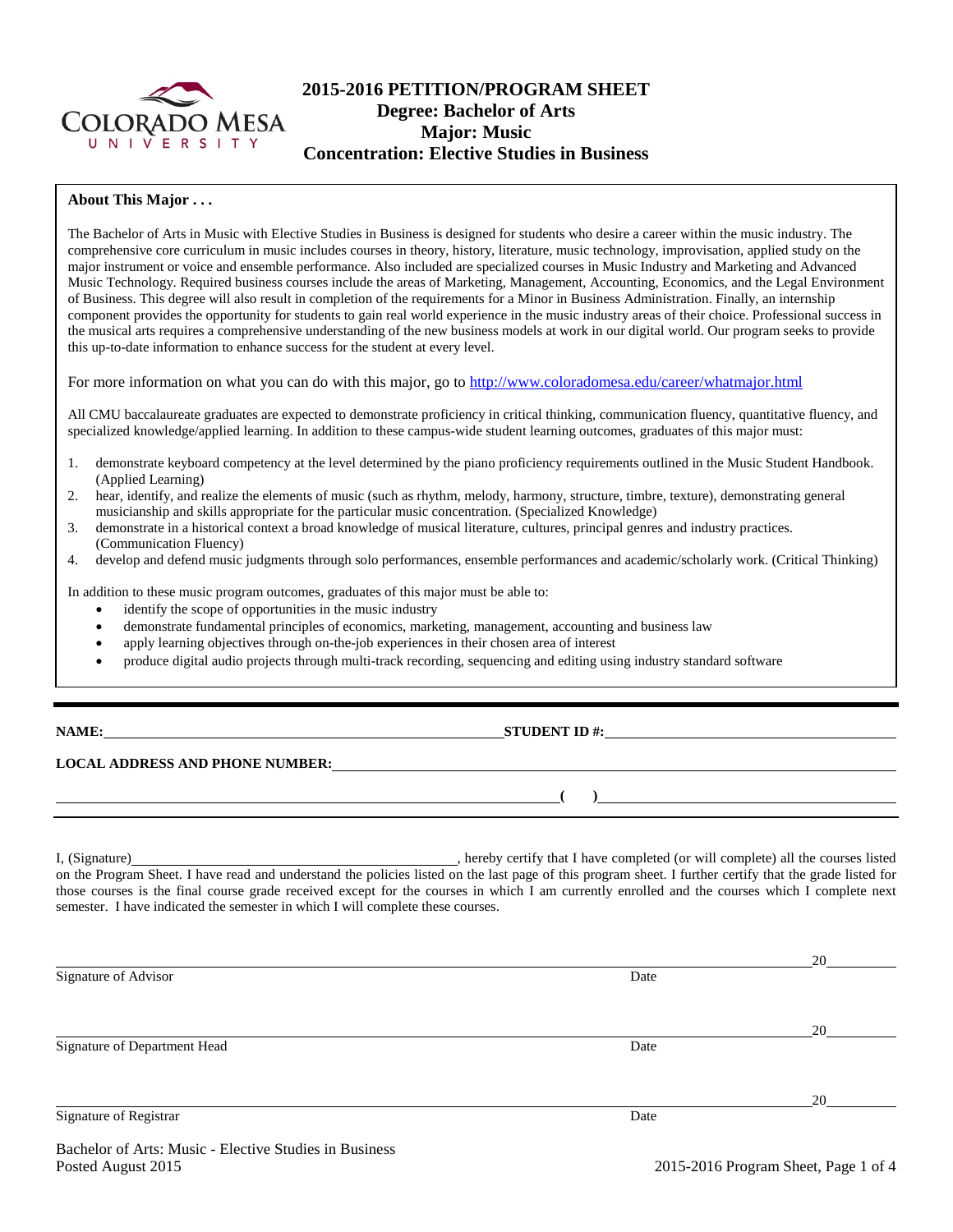# 2015-2016 PETITION/PROGRAM SHEET
## Degree: Bachelor of Arts
## Major: Music
## Concentration: Elective Studies in Business

**About This Major . . .**

The Bachelor of Arts in Music with Elective Studies in Business is designed for students who desire a career within the music industry. The comprehensive core curriculum in music includes courses in theory, history, literature, music technology, improvisation, applied study on the major instrument or voice and ensemble performance. Also included are specialized courses in Music Industry and Marketing and Advanced Music Technology. Required business courses include the areas of Marketing, Management, Accounting, Economics, and the Legal Environment of Business. This degree will also result in completion of the requirements for a Minor in Business Administration. Finally, an internship component provides the opportunity for students to gain real world experience in the music industry areas of their choice. Professional success in the musical arts requires a comprehensive understanding of the new business models at work in our digital world. Our program seeks to provide this up-to-date information to enhance success for the student at every level.

For more information on what you can do with this major, go to http://www.coloradomesa.edu/career/whatmajor.html

All CMU baccalaureate graduates are expected to demonstrate proficiency in critical thinking, communication fluency, quantitative fluency, and specialized knowledge/applied learning. In addition to these campus-wide student learning outcomes, graduates of this major must:

1. demonstrate keyboard competency at the level determined by the piano proficiency requirements outlined in the Music Student Handbook. (Applied Learning)
2. hear, identify, and realize the elements of music (such as rhythm, melody, harmony, structure, timbre, texture), demonstrating general musicianship and skills appropriate for the particular music concentration. (Specialized Knowledge)
3. demonstrate in a historical context a broad knowledge of musical literature, cultures, principal genres and industry practices. (Communication Fluency)
4. develop and defend music judgments through solo performances, ensemble performances and academic/scholarly work. (Critical Thinking)

In addition to these music program outcomes, graduates of this major must be able to:

- identify the scope of opportunities in the music industry
- demonstrate fundamental principles of economics, marketing, management, accounting and business law
- apply learning objectives through on-the-job experiences in their chosen area of interest
- produce digital audio projects through multi-track recording, sequencing and editing using industry standard software

---

**NAME:** ______________________________ **STUDENT ID #:** ______________________________

**LOCAL ADDRESS AND PHONE NUMBER:** ______________________________

______________________________ **( )** ______________________________

I, (Signature)______________________________, hereby certify that I have completed (or will complete) all the courses listed on the Program Sheet. I have read and understand the policies listed on the last page of this program sheet. I further certify that the grade listed for those courses is the final course grade received except for the courses in which I am currently enrolled and the courses which I complete next semester. I have indicated the semester in which I will complete these courses.

______________________________ 20______
Signature of Advisor Date

______________________________ 20______
Signature of Department Head Date

______________________________ 20______
Signature of Registrar Date

Bachelor of Arts: Music - Elective Studies in Business
Posted August 2015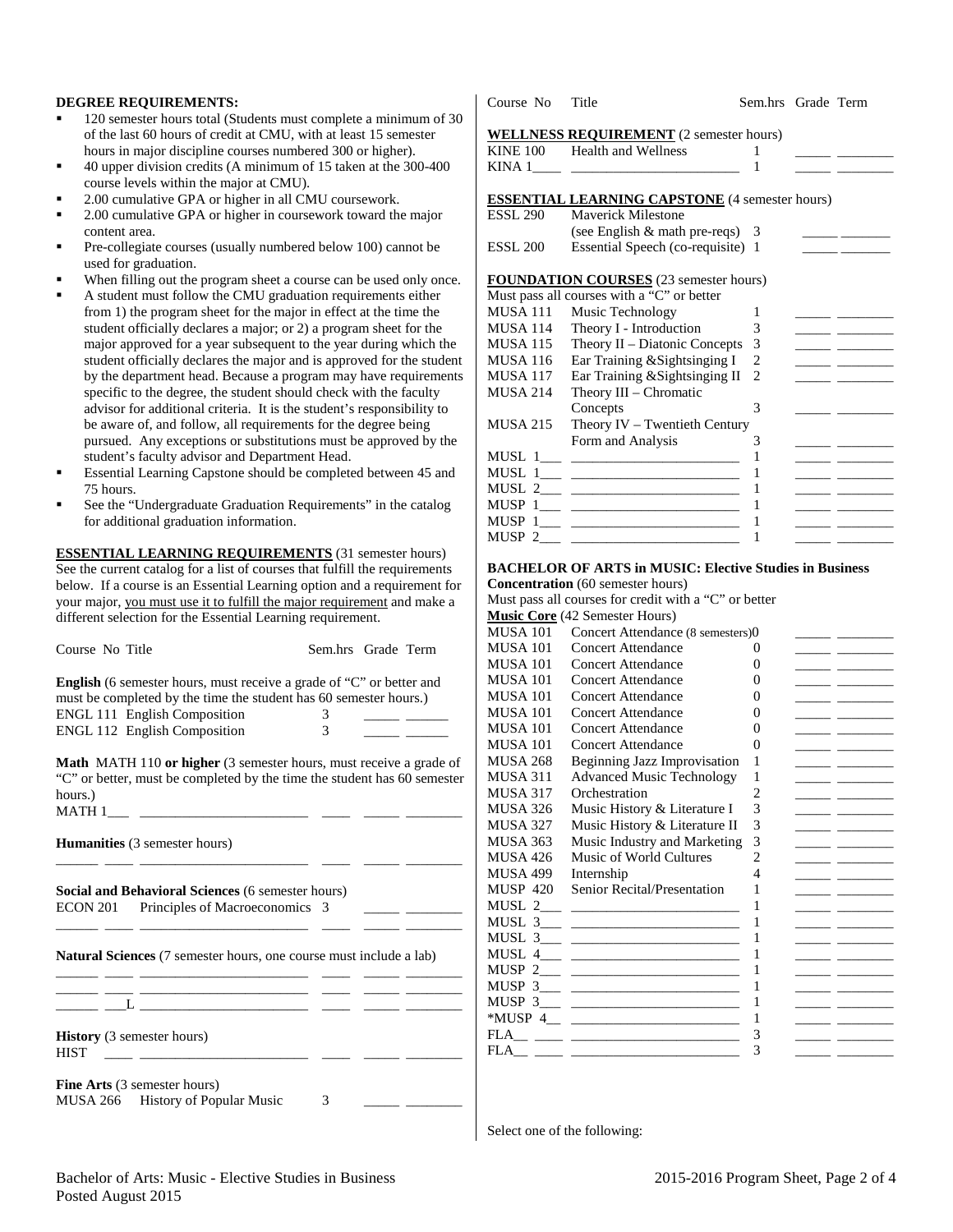**DEGREE REQUIREMENTS:**

- 120 semester hours total (Students must complete a minimum of 30 of the last 60 hours of credit at CMU, with at least 15 semester hours in major discipline courses numbered 300 or higher).
- 40 upper division credits (A minimum of 15 taken at the 300-400 course levels within the major at CMU).
- 2.00 cumulative GPA or higher in all CMU coursework.
- 2.00 cumulative GPA or higher in coursework toward the major content area.
- Pre-collegiate courses (usually numbered below 100) cannot be used for graduation.
- When filling out the program sheet a course can be used only once.
- A student must follow the CMU graduation requirements either from 1) the program sheet for the major in effect at the time the student officially declares a major; or 2) a program sheet for the major approved for a year subsequent to the year during which the student officially declares the major and is approved for the student by the department head. Because a program may have requirements specific to the degree, the student should check with the faculty advisor for additional criteria. It is the student's responsibility to be aware of, and follow, all requirements for the degree being pursued. Any exceptions or substitutions must be approved by the student's faculty advisor and Department Head.
- Essential Learning Capstone should be completed between 45 and 75 hours.
- See the "Undergraduate Graduation Requirements" in the catalog for additional graduation information.

**ESSENTIAL LEARNING REQUIREMENTS** (31 semester hours)
See the current catalog for a list of courses that fulfill the requirements below. If a course is an Essential Learning option and a requirement for your major, you must use it to fulfill the major requirement and make a different selection for the Essential Learning requirement.

| Course No | Title | Sem.hrs | Grade | Term |
|---|---|---|---|---|
| **English** (6 semester hours, must receive a grade of "C" or better and must be completed by the time the student has 60 semester hours.) | | | | |
| ENGL 111 | English Composition | 3 | _____ | ______ |
| ENGL 112 | English Composition | 3 | _____ | ______ |
| **Math** MATH 110 **or higher** (3 semester hours, must receive a grade of "C" or better, must be completed by the time the student has 60 semester hours.) | | | | |
| MATH 1___ | ______________________ | ____ | _____ | ________ |
| **Humanities** (3 semester hours) | | | | |
| ______ ____ | ______________________ | ____ | _____ | ________ |
| **Social and Behavioral Sciences** (6 semester hours) | | | | |
| ECON 201 | Principles of Macroeconomics | 3 | _____ | ________ |
| ______ ____ | ______________________ | ____ | _____ | ________ |
| **Natural Sciences** (7 semester hours, one course must include a lab) | | | | |
| ______ ____ | ______________________ | ____ | _____ | ________ |
| ______ ____ | ______________________ | ____ | _____ | ________ |
| ______ ___L | ______________________ | ____ | _____ | ________ |
| **History** (3 semester hours) | | | | |
| HIST ____ | ______________________ | ____ | _____ | ________ |
| **Fine Arts** (3 semester hours) | | | | |
| MUSA 266 | History of Popular Music | 3 | _____ | ________ |

| Course No | Title | Sem.hrs | Grade | Term |
|---|---|---|---|---|
| **WELLNESS REQUIREMENT** (2 semester hours) | | | | |
| KINE 100 | Health and Wellness | 1 | _____ | ________ |
| KINA 1____ | ______________________ | 1 | _____ | ________ |
| **ESSENTIAL LEARNING CAPSTONE** (4 semester hours) | | | | |
| ESSL 290 | Maverick Milestone (see English & math pre-reqs) | 3 | _____ | _______ |
| ESSL 200 | Essential Speech (co-requisite) | 1 | _____ | _______ |
| **FOUNDATION COURSES** (23 semester hours) Must pass all courses with a "C" or better | | | | |
| MUSA 111 | Music Technology | 1 | _____ | ________ |
| MUSA 114 | Theory I - Introduction | 3 | _____ | ________ |
| MUSA 115 | Theory II – Diatonic Concepts | 3 | _____ | ________ |
| MUSA 116 | Ear Training &Sightsinging I | 2 | _____ | ________ |
| MUSA 117 | Ear Training &Sightsinging II | 2 | _____ | ________ |
| MUSA 214 | Theory III – Chromatic Concepts | 3 | _____ | ________ |
| MUSA 215 | Theory IV – Twentieth Century Form and Analysis | 3 | _____ | ________ |
| MUSL 1___ | ______________________ | 1 | _____ | ________ |
| MUSL 1___ | ______________________ | 1 | _____ | ________ |
| MUSL 2___ | ______________________ | 1 | _____ | ________ |
| MUSP 1___ | ______________________ | 1 | _____ | ________ |
| MUSP 1___ | ______________________ | 1 | _____ | ________ |
| MUSP 2___ | ______________________ | 1 | _____ | ________ |

**BACHELOR OF ARTS in MUSIC: Elective Studies in Business Concentration** (60 semester hours)
Must pass all courses for credit with a "C" or better

**Music Core** (42 Semester Hours)

| Course No | Title | Sem.hrs | Grade | Term |
|---|---|---|---|---|
| MUSA 101 | Concert Attendance (8 semesters) | 0 | _____ | ________ |
| MUSA 101 | Concert Attendance | 0 | _____ | ________ |
| MUSA 101 | Concert Attendance | 0 | _____ | ________ |
| MUSA 101 | Concert Attendance | 0 | _____ | ________ |
| MUSA 101 | Concert Attendance | 0 | _____ | ________ |
| MUSA 101 | Concert Attendance | 0 | _____ | ________ |
| MUSA 101 | Concert Attendance | 0 | _____ | ________ |
| MUSA 101 | Concert Attendance | 0 | _____ | ________ |
| MUSA 268 | Beginning Jazz Improvisation | 1 | _____ | ________ |
| MUSA 311 | Advanced Music Technology | 1 | _____ | ________ |
| MUSA 317 | Orchestration | 2 | _____ | ________ |
| MUSA 326 | Music History & Literature I | 3 | _____ | ________ |
| MUSA 327 | Music History & Literature II | 3 | _____ | ________ |
| MUSA 363 | Music Industry and Marketing | 3 | _____ | ________ |
| MUSA 426 | Music of World Cultures | 2 | _____ | ________ |
| MUSA 499 | Internship | 4 | _____ | ________ |
| MUSP 420 | Senior Recital/Presentation | 1 | _____ | ________ |
| MUSL 2___ | ______________________ | 1 | _____ | ________ |
| MUSL 3___ | ______________________ | 1 | _____ | ________ |
| MUSL 3___ | ______________________ | 1 | _____ | ________ |
| MUSL 4___ | ______________________ | 1 | _____ | ________ |
| MUSP 2___ | ______________________ | 1 | _____ | ________ |
| MUSP 3___ | ______________________ | 1 | _____ | ________ |
| MUSP 3___ | ______________________ | 1 | _____ | ________ |
| *MUSP 4__ | ______________________ | 1 | _____ | ________ |
| FLA__ ____ | ______________________ | 3 | _____ | ________ |
| FLA__ ____ | ______________________ | 3 | _____ | ________ |

Select one of the following:

Bachelor of Arts: Music - Elective Studies in Business
Posted August 2015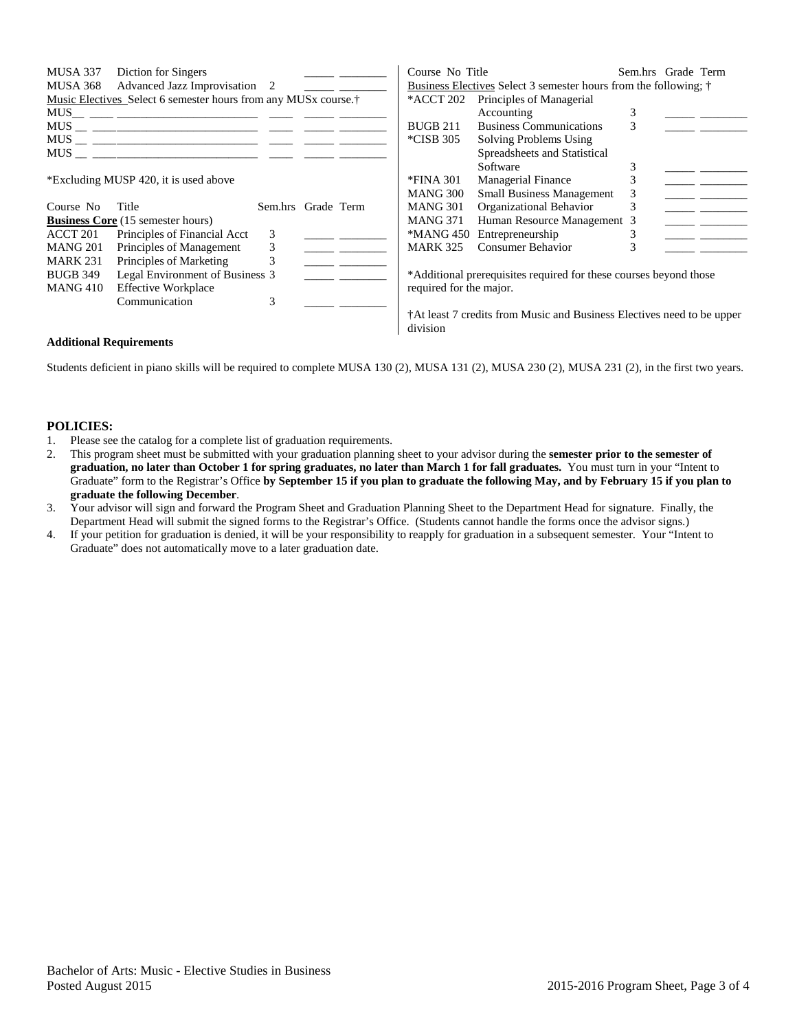| Course No | Title | Sem.hrs | Grade | Term |
|---|---|---|---|---|
| MUSA 337 | Diction for Singers | | _____ | ________ |
| MUSA 368 | Advanced Jazz Improvisation | 2 | _____ | ________ |

Music Electives Select 6 semester hours from any MUSx course.†

| Course No | Title | Sem.hrs | Grade | Term |
|---|---|---|---|---|
| MUS__ ____ | ________________________ | ____ | _____ | ________ |
| MUS __ ____ | ________________________ | ____ | _____ | ________ |
| MUS __ ____ | ________________________ | ____ | _____ | ________ |
| MUS __ ____ | ________________________ | ____ | _____ | ________ |

*Excluding MUSP 420, it is used above

**Business Core** (15 semester hours)

| Course No | Title | Sem.hrs | Grade | Term |
|---|---|---|---|---|
| ACCT 201 | Principles of Financial Acct | 3 | _____ | ________ |
| MANG 201 | Principles of Management | 3 | _____ | ________ |
| MARK 231 | Principles of Marketing | 3 | _____ | ________ |
| BUGB 349 | Legal Environment of Business | 3 | _____ | ________ |
| MANG 410 | Effective Workplace Communication | 3 | _____ | ________ |

Business Electives Select 3 semester hours from the following; †

| Course No | Title | Sem.hrs | Grade | Term |
|---|---|---|---|---|
| *ACCT 202 | Principles of Managerial Accounting | 3 | _____ | ________ |
| BUGB 211 | Business Communications | 3 | _____ | ________ |
| *CISB 305 | Solving Problems Using Spreadsheets and Statistical Software | 3 | _____ | ________ |
| *FINA 301 | Managerial Finance | 3 | _____ | ________ |
| MANG 300 | Small Business Management | 3 | _____ | ________ |
| MANG 301 | Organizational Behavior | 3 | _____ | ________ |
| MANG 371 | Human Resource Management | 3 | _____ | ________ |
| *MANG 450 | Entrepreneurship | 3 | _____ | ________ |
| MARK 325 | Consumer Behavior | 3 | _____ | ________ |

*Additional prerequisites required for these courses beyond those required for the major.

†At least 7 credits from Music and Business Electives need to be upper division

**Additional Requirements**

Students deficient in piano skills will be required to complete MUSA 130 (2), MUSA 131 (2), MUSA 230 (2), MUSA 231 (2), in the first two years.

## POLICIES:

1. Please see the catalog for a complete list of graduation requirements.
2. This program sheet must be submitted with your graduation planning sheet to your advisor during the **semester prior to the semester of graduation, no later than October 1 for spring graduates, no later than March 1 for fall graduates.** You must turn in your "Intent to Graduate" form to the Registrar's Office **by September 15 if you plan to graduate the following May, and by February 15 if you plan to graduate the following December**.
3. Your advisor will sign and forward the Program Sheet and Graduation Planning Sheet to the Department Head for signature. Finally, the Department Head will submit the signed forms to the Registrar's Office. (Students cannot handle the forms once the advisor signs.)
4. If your petition for graduation is denied, it will be your responsibility to reapply for graduation in a subsequent semester. Your "Intent to Graduate" does not automatically move to a later graduation date.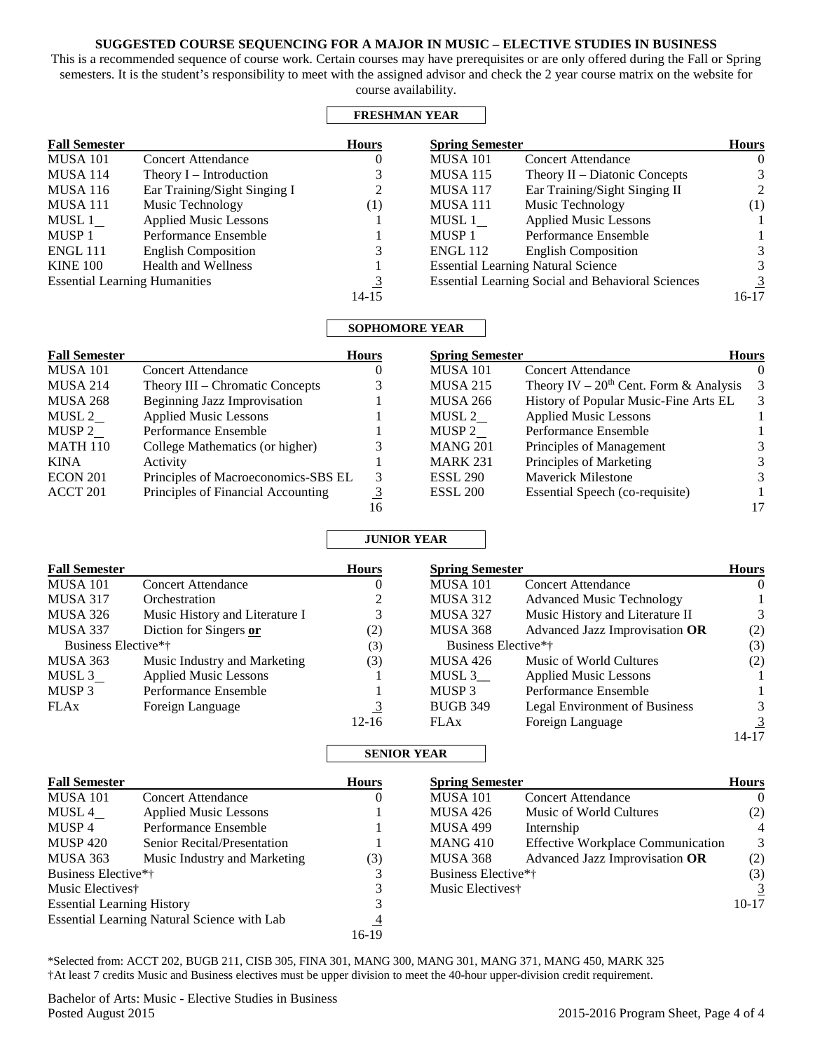# SUGGESTED COURSE SEQUENCING FOR A MAJOR IN MUSIC – ELECTIVE STUDIES IN BUSINESS

This is a recommended sequence of course work. Certain courses may have prerequisites or are only offered during the Fall or Spring semesters. It is the student's responsibility to meet with the assigned advisor and check the 2 year course matrix on the website for course availability.

## FRESHMAN YEAR

| Fall Semester | | Hours | Spring Semester | | Hours |
|---|---|---|---|---|---|
| MUSA 101 | Concert Attendance | 0 | MUSA 101 | Concert Attendance | 0 |
| MUSA 114 | Theory I – Introduction | 3 | MUSA 115 | Theory II – Diatonic Concepts | 3 |
| MUSA 116 | Ear Training/Sight Singing I | 2 | MUSA 117 | Ear Training/Sight Singing II | 2 |
| MUSA 111 | Music Technology | (1) | MUSA 111 | Music Technology | (1) |
| MUSL 1__ | Applied Music Lessons | 1 | MUSL 1__ | Applied Music Lessons | 1 |
| MUSP 1 | Performance Ensemble | 1 | MUSP 1 | Performance Ensemble | 1 |
| ENGL 111 | English Composition | 3 | ENGL 112 | English Composition | 3 |
| KINE 100 | Health and Wellness | 1 | Essential Learning Natural Science | | 3 |
| Essential Learning Humanities | | 3 | Essential Learning Social and Behavioral Sciences | | 3 |
| | | 14-15 | | | 16-17 |

## SOPHOMORE YEAR

| Fall Semester | | Hours | Spring Semester | | Hours |
|---|---|---|---|---|---|
| MUSA 101 | Concert Attendance | 0 | MUSA 101 | Concert Attendance | 0 |
| MUSA 214 | Theory III – Chromatic Concepts | 3 | MUSA 215 | Theory IV – 20th Cent. Form & Analysis | 3 |
| MUSA 268 | Beginning Jazz Improvisation | 1 | MUSA 266 | History of Popular Music-Fine Arts EL | 3 |
| MUSL 2__ | Applied Music Lessons | 1 | MUSL 2__ | Applied Music Lessons | 1 |
| MUSP 2__ | Performance Ensemble | 1 | MUSP 2__ | Performance Ensemble | 1 |
| MATH 110 | College Mathematics (or higher) | 3 | MANG 201 | Principles of Management | 3 |
| KINA | Activity | 1 | MARK 231 | Principles of Marketing | 3 |
| ECON 201 | Principles of Macroeconomics-SBS EL | 3 | ESSL 290 | Maverick Milestone | 3 |
| ACCT 201 | Principles of Financial Accounting | 3 | ESSL 200 | Essential Speech (co-requisite) | 1 |
| | | 16 | | | 17 |

## JUNIOR YEAR

| Fall Semester | | Hours | Spring Semester | | Hours |
|---|---|---|---|---|---|
| MUSA 101 | Concert Attendance | 0 | MUSA 101 | Concert Attendance | 0 |
| MUSA 317 | Orchestration | 2 | MUSA 312 | Advanced Music Technology | 1 |
| MUSA 326 | Music History and Literature I | 3 | MUSA 327 | Music History and Literature II | 3 |
| MUSA 337 | Diction for Singers **or** | (2) | MUSA 368 | Advanced Jazz Improvisation **OR** | (2) |
| Business Elective*† | | (3) | Business Elective*† | | (3) |
| MUSA 363 | Music Industry and Marketing | (3) | MUSA 426 | Music of World Cultures | (2) |
| MUSL 3__ | Applied Music Lessons | 1 | MUSL 3__ | Applied Music Lessons | 1 |
| MUSP 3 | Performance Ensemble | 1 | MUSP 3 | Performance Ensemble | 1 |
| FLAx | Foreign Language | 3 | BUGB 349 | Legal Environment of Business | 3 |
| | | 12-16 | FLAx | Foreign Language | 3 |
| | | | | | 14-17 |

## SENIOR YEAR

| Fall Semester | | Hours | Spring Semester | | Hours |
|---|---|---|---|---|---|
| MUSA 101 | Concert Attendance | 0 | MUSA 101 | Concert Attendance | 0 |
| MUSL 4__ | Applied Music Lessons | 1 | MUSA 426 | Music of World Cultures | (2) |
| MUSP 4 | Performance Ensemble | 1 | MUSA 499 | Internship | 4 |
| MUSP 420 | Senior Recital/Presentation | 1 | MANG 410 | Effective Workplace Communication | 3 |
| MUSA 363 | Music Industry and Marketing | (3) | MUSA 368 | Advanced Jazz Improvisation **OR** | (2) |
| Business Elective*† | | 3 | Business Elective*† | | (3) |
| Music Electives† | | 3 | Music Electives† | | 3 |
| Essential Learning History | | 3 | | | 10-17 |
| Essential Learning Natural Science with Lab | | 4 | | | |
| | | 16-19 | | | |

*Selected from: ACCT 202, BUGB 211, CISB 305, FINA 301, MANG 300, MANG 301, MANG 371, MANG 450, MARK 325
†At least 7 credits Music and Business electives must be upper division to meet the 40-hour upper-division credit requirement.

Bachelor of Arts: Music - Elective Studies in Business
Posted August 2015